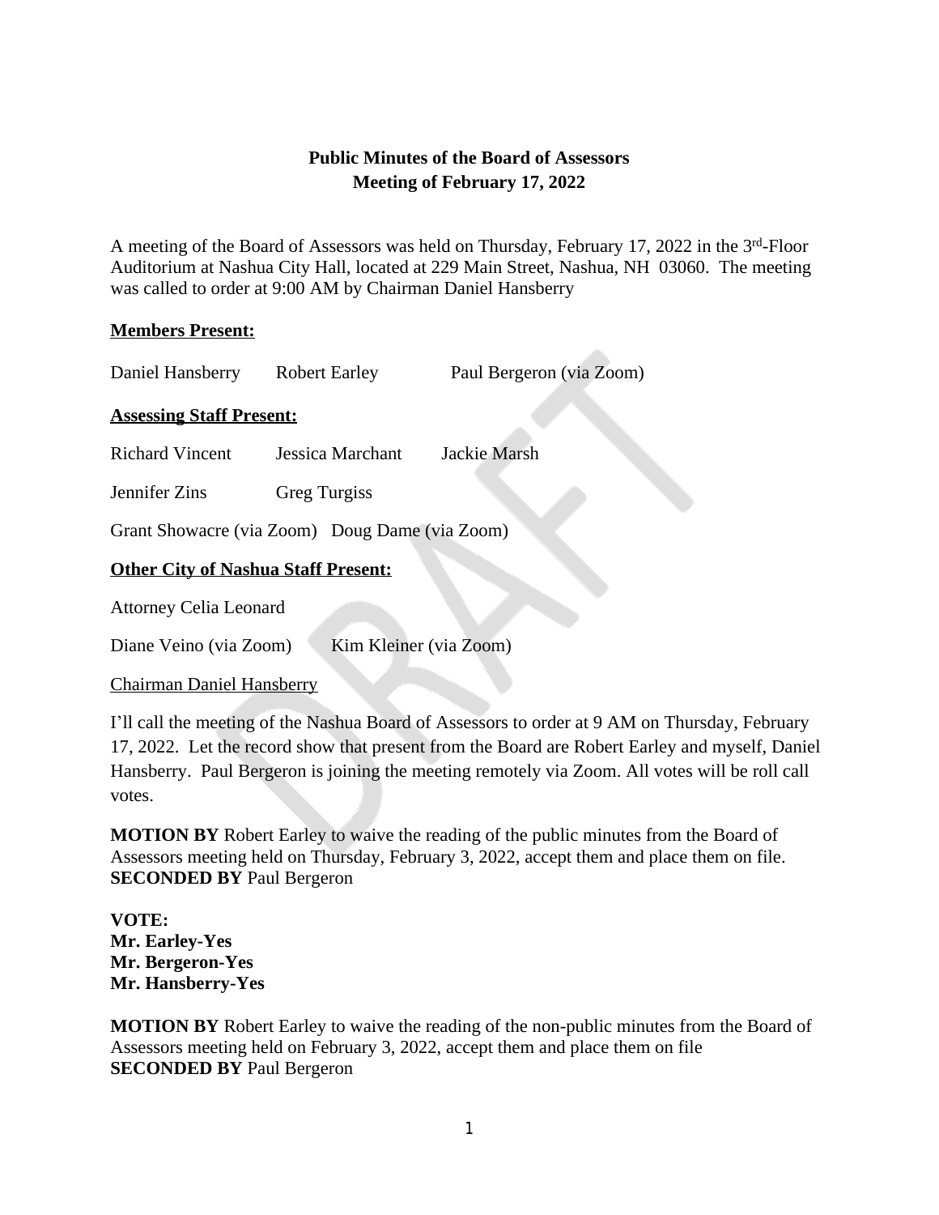# Public Minutes of the Board of Assessors
## Meeting of February 17, 2022

A meeting of the Board of Assessors was held on Thursday, February 17, 2022 in the 3rd-Floor Auditorium at Nashua City Hall, located at 229 Main Street, Nashua, NH 03060. The meeting was called to order at 9:00 AM by Chairman Daniel Hansberry

**Members Present:**

Daniel Hansberry Robert Earley Paul Bergeron (via Zoom)

**Assessing Staff Present:**

Richard Vincent Jessica Marchant Jackie Marsh

Jennifer Zins Greg Turgiss

Grant Showacre (via Zoom) Doug Dame (via Zoom)

**Other City of Nashua Staff Present:**

Attorney Celia Leonard

Diane Veino (via Zoom) Kim Kleiner (via Zoom)

Chairman Daniel Hansberry

I'll call the meeting of the Nashua Board of Assessors to order at 9 AM on Thursday, February 17, 2022. Let the record show that present from the Board are Robert Earley and myself, Daniel Hansberry. Paul Bergeron is joining the meeting remotely via Zoom. All votes will be roll call votes.

**MOTION BY** Robert Earley to waive the reading of the public minutes from the Board of Assessors meeting held on Thursday, February 3, 2022, accept them and place them on file.
**SECONDED BY** Paul Bergeron

**VOTE:**
**Mr. Earley-Yes**
**Mr. Bergeron-Yes**
**Mr. Hansberry-Yes**

**MOTION BY** Robert Earley to waive the reading of the non-public minutes from the Board of Assessors meeting held on February 3, 2022, accept them and place them on file
**SECONDED BY** Paul Bergeron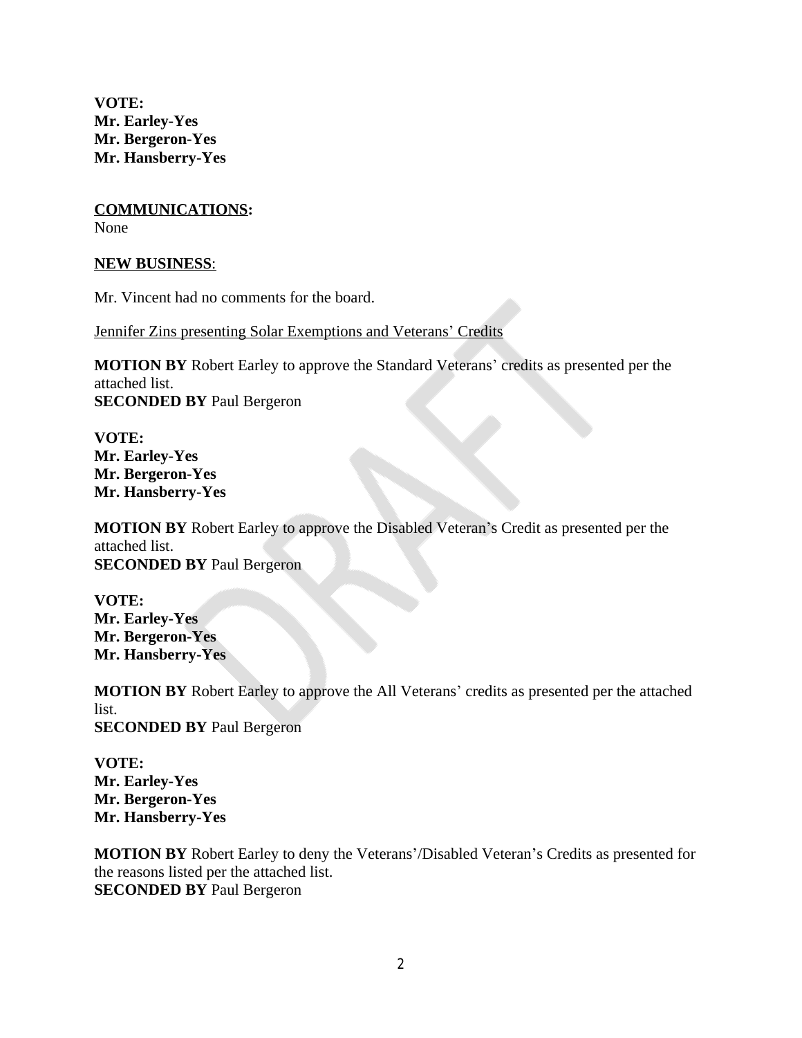**VOTE:**
**Mr. Earley-Yes**
**Mr. Bergeron-Yes**
**Mr. Hansberry-Yes**

**COMMUNICATIONS:**
None

**NEW BUSINESS**:

Mr. Vincent had no comments for the board.

Jennifer Zins presenting Solar Exemptions and Veterans' Credits

**MOTION BY** Robert Earley to approve the Standard Veterans' credits as presented per the attached list.
**SECONDED BY** Paul Bergeron

**VOTE:**
**Mr. Earley-Yes**
**Mr. Bergeron-Yes**
**Mr. Hansberry-Yes**

**MOTION BY** Robert Earley to approve the Disabled Veteran's Credit as presented per the attached list.
**SECONDED BY** Paul Bergeron

**VOTE:**
**Mr. Earley-Yes**
**Mr. Bergeron-Yes**
**Mr. Hansberry-Yes**

**MOTION BY** Robert Earley to approve the All Veterans' credits as presented per the attached list.
**SECONDED BY** Paul Bergeron

**VOTE:**
**Mr. Earley-Yes**
**Mr. Bergeron-Yes**
**Mr. Hansberry-Yes**

**MOTION BY** Robert Earley to deny the Veterans'/Disabled Veteran's Credits as presented for the reasons listed per the attached list.
**SECONDED BY** Paul Bergeron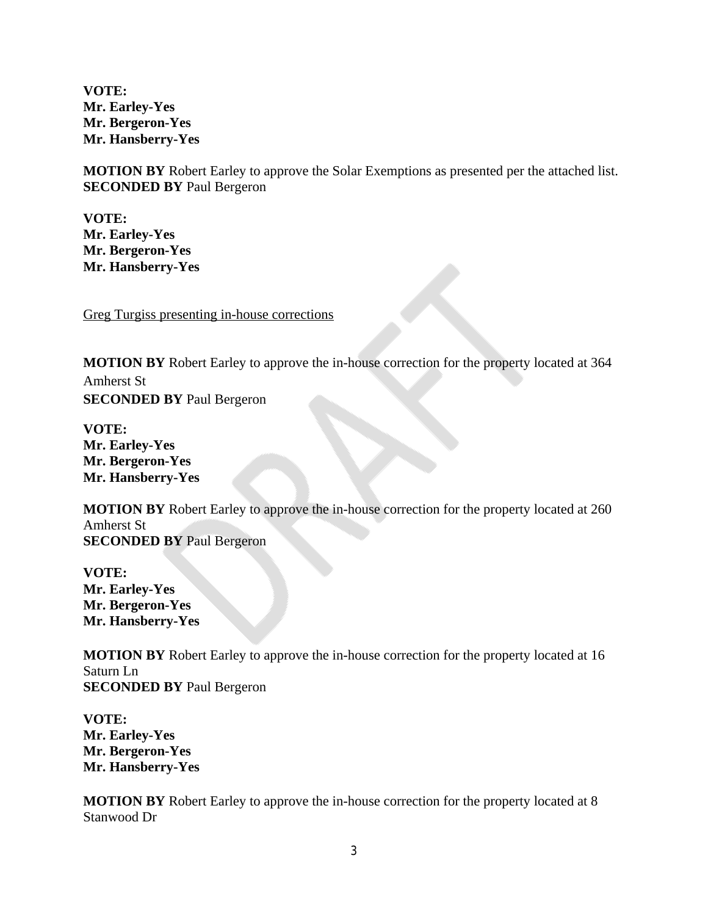**VOTE:**
**Mr. Earley-Yes**
**Mr. Bergeron-Yes**
**Mr. Hansberry-Yes**

**MOTION BY** Robert Earley to approve the Solar Exemptions as presented per the attached list.
**SECONDED BY** Paul Bergeron

**VOTE:**
**Mr. Earley-Yes**
**Mr. Bergeron-Yes**
**Mr. Hansberry-Yes**

<u>Greg Turgiss presenting in-house corrections</u>

**MOTION BY** Robert Earley to approve the in-house correction for the property located at 364 Amherst St
**SECONDED BY** Paul Bergeron

**VOTE:**
**Mr. Earley-Yes**
**Mr. Bergeron-Yes**
**Mr. Hansberry-Yes**

**MOTION BY** Robert Earley to approve the in-house correction for the property located at 260 Amherst St
**SECONDED BY** Paul Bergeron

**VOTE:**
**Mr. Earley-Yes**
**Mr. Bergeron-Yes**
**Mr. Hansberry-Yes**

**MOTION BY** Robert Earley to approve the in-house correction for the property located at 16 Saturn Ln
**SECONDED BY** Paul Bergeron

**VOTE:**
**Mr. Earley-Yes**
**Mr. Bergeron-Yes**
**Mr. Hansberry-Yes**

**MOTION BY** Robert Earley to approve the in-house correction for the property located at 8 Stanwood Dr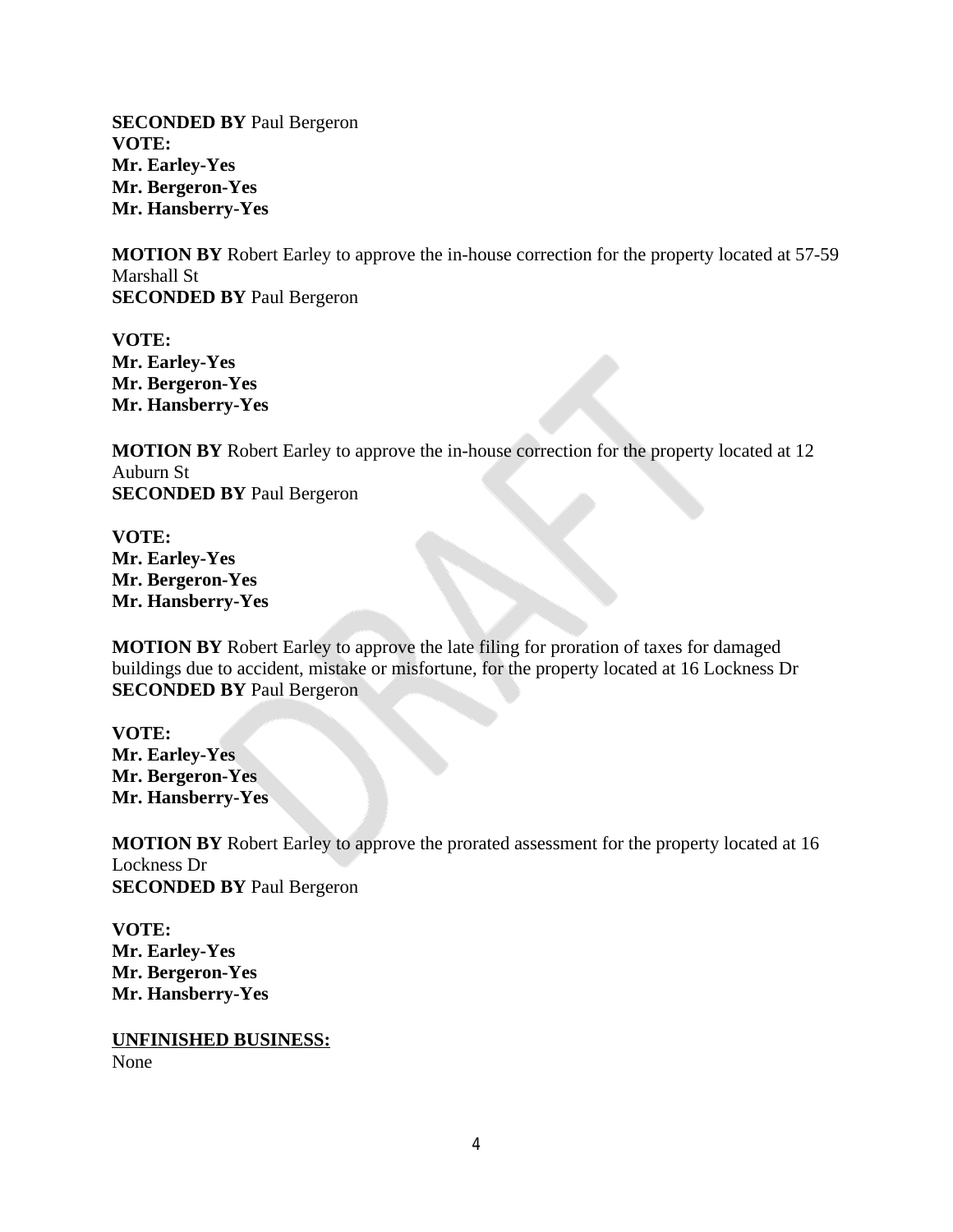**SECONDED BY** Paul Bergeron
**VOTE:**
**Mr. Earley-Yes**
**Mr. Bergeron-Yes**
**Mr. Hansberry-Yes**

**MOTION BY** Robert Earley to approve the in-house correction for the property located at 57-59 Marshall St
**SECONDED BY** Paul Bergeron

**VOTE:**
**Mr. Earley-Yes**
**Mr. Bergeron-Yes**
**Mr. Hansberry-Yes**

**MOTION BY** Robert Earley to approve the in-house correction for the property located at 12 Auburn St
**SECONDED BY** Paul Bergeron

**VOTE:**
**Mr. Earley-Yes**
**Mr. Bergeron-Yes**
**Mr. Hansberry-Yes**

**MOTION BY** Robert Earley to approve the late filing for proration of taxes for damaged buildings due to accident, mistake or misfortune, for the property located at 16 Lockness Dr
**SECONDED BY** Paul Bergeron

**VOTE:**
**Mr. Earley-Yes**
**Mr. Bergeron-Yes**
**Mr. Hansberry-Yes**

**MOTION BY** Robert Earley to approve the prorated assessment for the property located at 16 Lockness Dr
**SECONDED BY** Paul Bergeron

**VOTE:**
**Mr. Earley-Yes**
**Mr. Bergeron-Yes**
**Mr. Hansberry-Yes**

**UNFINISHED BUSINESS:**
None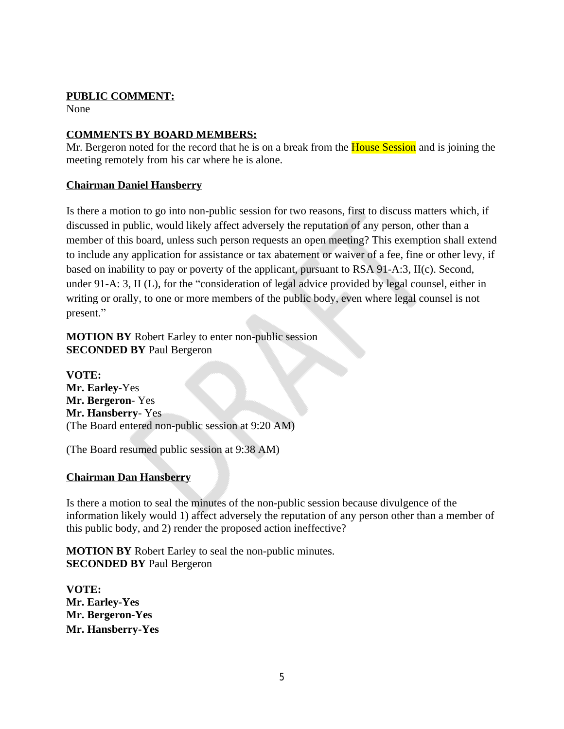**PUBLIC COMMENT:**

None

**COMMENTS BY BOARD MEMBERS:**

Mr. Bergeron noted for the record that he is on a break from the House Session and is joining the meeting remotely from his car where he is alone.

**Chairman Daniel Hansberry**

Is there a motion to go into non-public session for two reasons, first to discuss matters which, if discussed in public, would likely affect adversely the reputation of any person, other than a member of this board, unless such person requests an open meeting? This exemption shall extend to include any application for assistance or tax abatement or waiver of a fee, fine or other levy, if based on inability to pay or poverty of the applicant, pursuant to RSA 91-A:3, II(c). Second, under 91-A: 3, II (L), for the "consideration of legal advice provided by legal counsel, either in writing or orally, to one or more members of the public body, even where legal counsel is not present."

**MOTION BY** Robert Earley to enter non-public session
**SECONDED BY** Paul Bergeron

**VOTE:**
**Mr. Earley**-Yes
**Mr. Bergeron**- Yes
**Mr. Hansberry**- Yes
(The Board entered non-public session at 9:20 AM)

(The Board resumed public session at 9:38 AM)

**Chairman Dan Hansberry**

Is there a motion to seal the minutes of the non-public session because divulgence of the information likely would 1) affect adversely the reputation of any person other than a member of this public body, and 2) render the proposed action ineffective?

**MOTION BY** Robert Earley to seal the non-public minutes.
**SECONDED BY** Paul Bergeron

**VOTE:**
**Mr. Earley-Yes**
**Mr. Bergeron-Yes**
**Mr. Hansberry-Yes**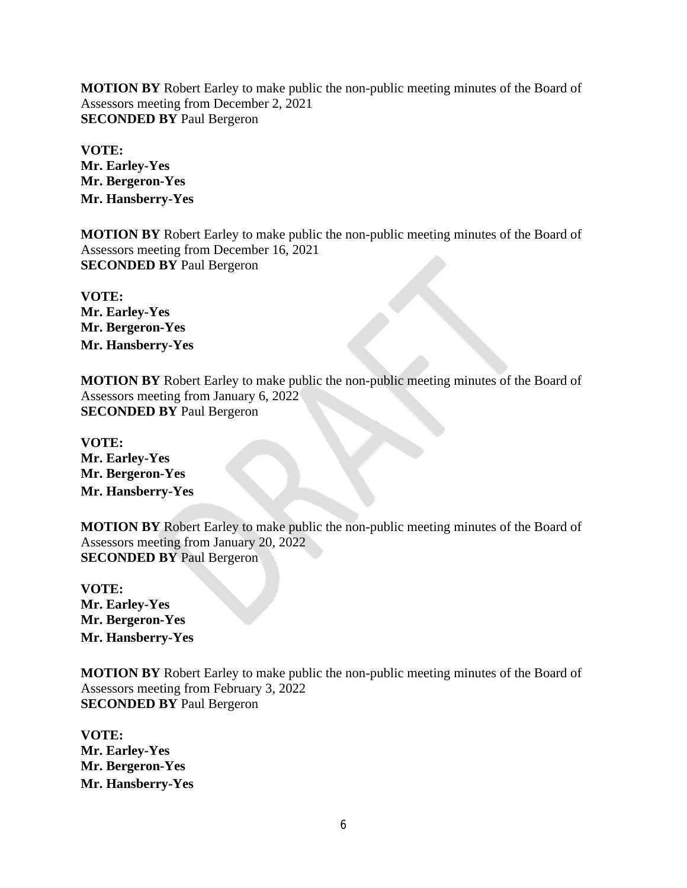**MOTION BY** Robert Earley to make public the non-public meeting minutes of the Board of Assessors meeting from December 2, 2021
**SECONDED BY** Paul Bergeron

**VOTE:**
**Mr. Earley-Yes**
**Mr. Bergeron-Yes**
**Mr. Hansberry-Yes**

**MOTION BY** Robert Earley to make public the non-public meeting minutes of the Board of Assessors meeting from December 16, 2021
**SECONDED BY** Paul Bergeron

**VOTE:**
**Mr. Earley-Yes**
**Mr. Bergeron-Yes**
**Mr. Hansberry-Yes**

**MOTION BY** Robert Earley to make public the non-public meeting minutes of the Board of Assessors meeting from January 6, 2022
**SECONDED BY** Paul Bergeron

**VOTE:**
**Mr. Earley-Yes**
**Mr. Bergeron-Yes**
**Mr. Hansberry-Yes**

**MOTION BY** Robert Earley to make public the non-public meeting minutes of the Board of Assessors meeting from January 20, 2022
**SECONDED BY** Paul Bergeron

**VOTE:**
**Mr. Earley-Yes**
**Mr. Bergeron-Yes**
**Mr. Hansberry-Yes**

**MOTION BY** Robert Earley to make public the non-public meeting minutes of the Board of Assessors meeting from February 3, 2022
**SECONDED BY** Paul Bergeron

**VOTE:**
**Mr. Earley-Yes**
**Mr. Bergeron-Yes**
**Mr. Hansberry-Yes**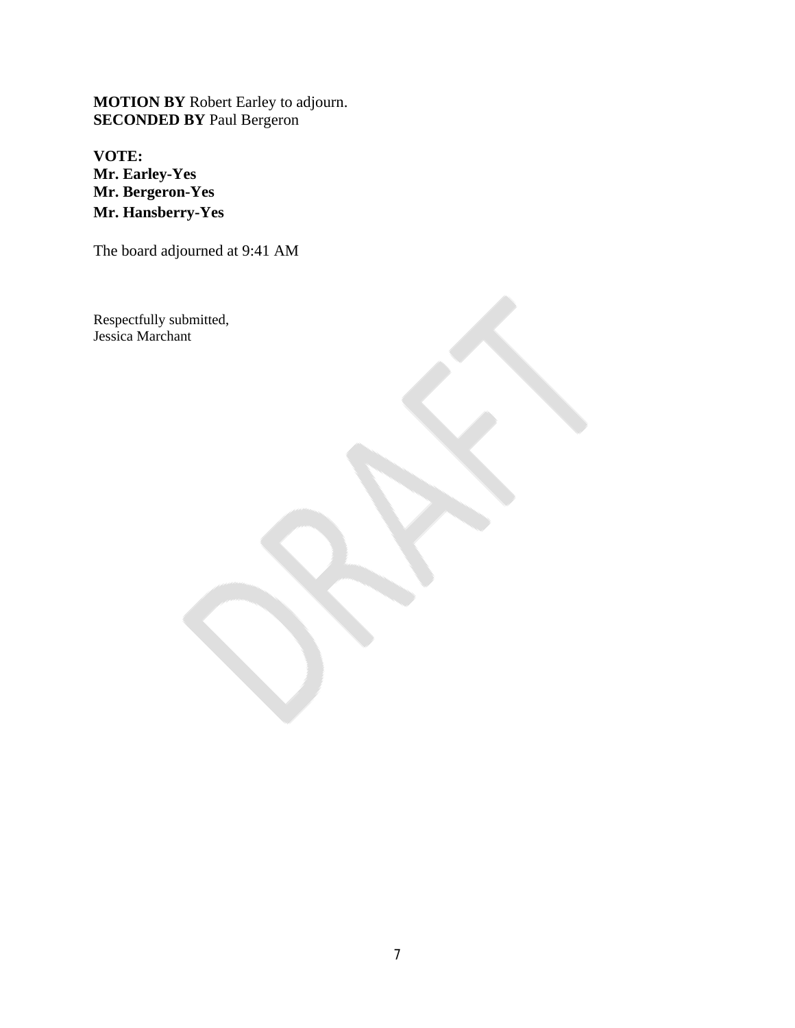**MOTION BY** Robert Earley to adjourn.
**SECONDED BY** Paul Bergeron

**VOTE:**
**Mr. Earley-Yes**
**Mr. Bergeron-Yes**
**Mr. Hansberry-Yes**

The board adjourned at 9:41 AM

Respectfully submitted,
Jessica Marchant